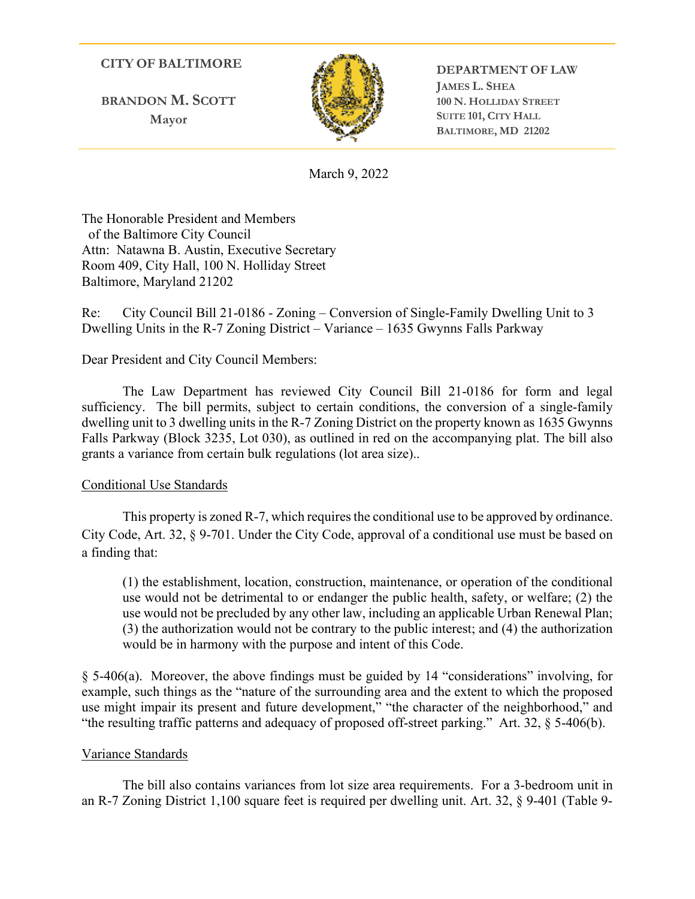**CITY OF BALTIMORE**

**BRANDON M. SCOTT**
Mayor

**DEPARTMENT OF LAW**
**JAMES L. SHEA**
**100 N. HOLLIDAY STREET**
**SUITE 101, CITY HALL**
**BALTIMORE, MD 21202**

March 9, 2022

The Honorable President and Members
of the Baltimore City Council
Attn: Natawna B. Austin, Executive Secretary
Room 409, City Hall, 100 N. Holliday Street
Baltimore, Maryland 21202

Re: City Council Bill 21-0186 - Zoning – Conversion of Single-Family Dwelling Unit to 3 Dwelling Units in the R-7 Zoning District – Variance – 1635 Gwynns Falls Parkway

Dear President and City Council Members:

The Law Department has reviewed City Council Bill 21-0186 for form and legal sufficiency. The bill permits, subject to certain conditions, the conversion of a single-family dwelling unit to 3 dwelling units in the R-7 Zoning District on the property known as 1635 Gwynns Falls Parkway (Block 3235, Lot 030), as outlined in red on the accompanying plat. The bill also grants a variance from certain bulk regulations (lot area size)..

## Conditional Use Standards

This property is zoned R-7, which requires the conditional use to be approved by ordinance. City Code, Art. 32, § 9-701. Under the City Code, approval of a conditional use must be based on a finding that:

> (1) the establishment, location, construction, maintenance, or operation of the conditional use would not be detrimental to or endanger the public health, safety, or welfare; (2) the use would not be precluded by any other law, including an applicable Urban Renewal Plan; (3) the authorization would not be contrary to the public interest; and (4) the authorization would be in harmony with the purpose and intent of this Code.

§ 5-406(a). Moreover, the above findings must be guided by 14 "considerations" involving, for example, such things as the "nature of the surrounding area and the extent to which the proposed use might impair its present and future development," "the character of the neighborhood," and "the resulting traffic patterns and adequacy of proposed off-street parking." Art. 32, § 5-406(b).

## Variance Standards

The bill also contains variances from lot size area requirements. For a 3-bedroom unit in an R-7 Zoning District 1,100 square feet is required per dwelling unit. Art. 32, § 9-401 (Table 9-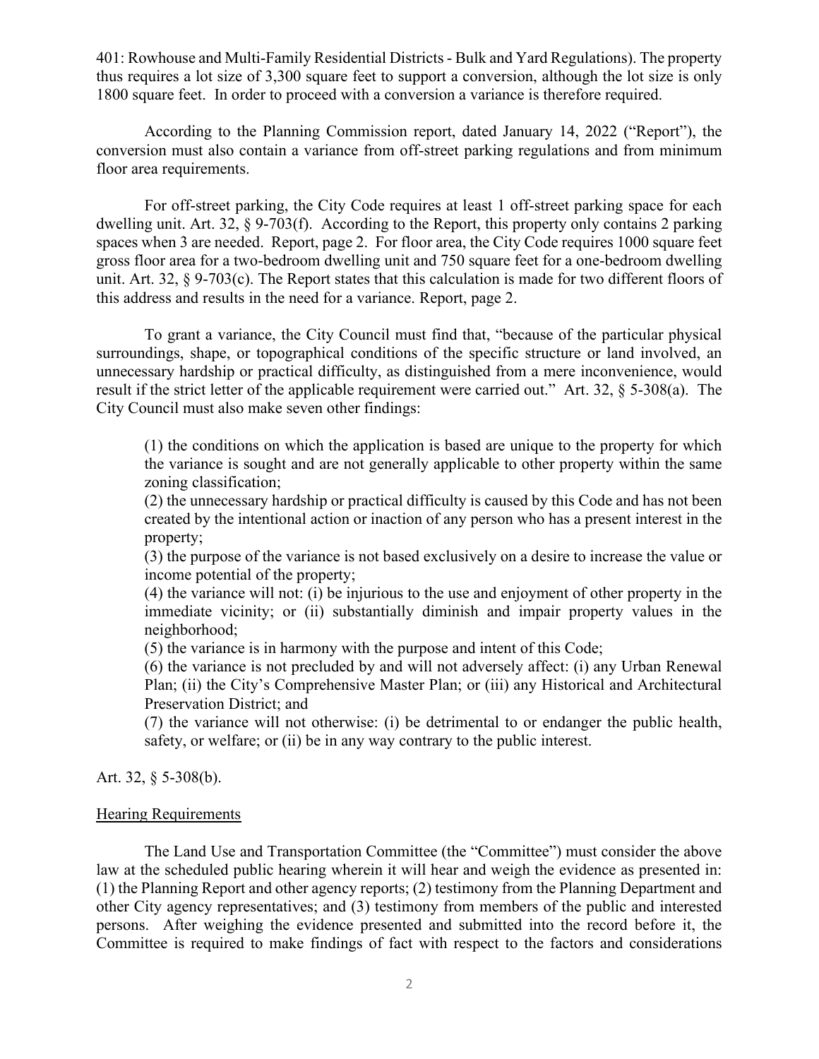401: Rowhouse and Multi-Family Residential Districts - Bulk and Yard Regulations). The property thus requires a lot size of 3,300 square feet to support a conversion, although the lot size is only 1800 square feet. In order to proceed with a conversion a variance is therefore required.

According to the Planning Commission report, dated January 14, 2022 ("Report"), the conversion must also contain a variance from off-street parking regulations and from minimum floor area requirements.

For off-street parking, the City Code requires at least 1 off-street parking space for each dwelling unit. Art. 32, § 9-703(f). According to the Report, this property only contains 2 parking spaces when 3 are needed. Report, page 2. For floor area, the City Code requires 1000 square feet gross floor area for a two-bedroom dwelling unit and 750 square feet for a one-bedroom dwelling unit. Art. 32, § 9-703(c). The Report states that this calculation is made for two different floors of this address and results in the need for a variance. Report, page 2.

To grant a variance, the City Council must find that, "because of the particular physical surroundings, shape, or topographical conditions of the specific structure or land involved, an unnecessary hardship or practical difficulty, as distinguished from a mere inconvenience, would result if the strict letter of the applicable requirement were carried out." Art. 32, § 5-308(a). The City Council must also make seven other findings:

> (1) the conditions on which the application is based are unique to the property for which the variance is sought and are not generally applicable to other property within the same zoning classification;
> (2) the unnecessary hardship or practical difficulty is caused by this Code and has not been created by the intentional action or inaction of any person who has a present interest in the property;
> (3) the purpose of the variance is not based exclusively on a desire to increase the value or income potential of the property;
> (4) the variance will not: (i) be injurious to the use and enjoyment of other property in the immediate vicinity; or (ii) substantially diminish and impair property values in the neighborhood;
> (5) the variance is in harmony with the purpose and intent of this Code;
> (6) the variance is not precluded by and will not adversely affect: (i) any Urban Renewal Plan; (ii) the City's Comprehensive Master Plan; or (iii) any Historical and Architectural Preservation District; and
> (7) the variance will not otherwise: (i) be detrimental to or endanger the public health, safety, or welfare; or (ii) be in any way contrary to the public interest.

Art. 32, § 5-308(b).

## Hearing Requirements

The Land Use and Transportation Committee (the "Committee") must consider the above law at the scheduled public hearing wherein it will hear and weigh the evidence as presented in: (1) the Planning Report and other agency reports; (2) testimony from the Planning Department and other City agency representatives; and (3) testimony from members of the public and interested persons. After weighing the evidence presented and submitted into the record before it, the Committee is required to make findings of fact with respect to the factors and considerations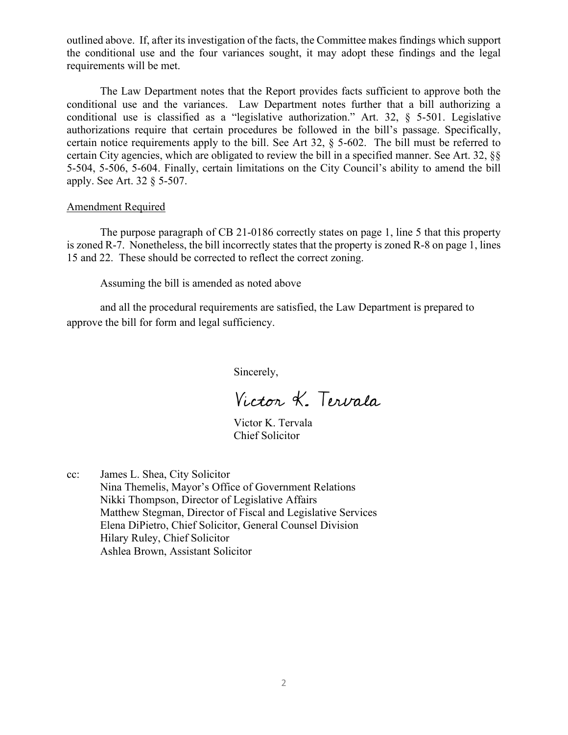outlined above. If, after its investigation of the facts, the Committee makes findings which support the conditional use and the four variances sought, it may adopt these findings and the legal requirements will be met.

The Law Department notes that the Report provides facts sufficient to approve both the conditional use and the variances. Law Department notes further that a bill authorizing a conditional use is classified as a "legislative authorization." Art. 32, § 5-501. Legislative authorizations require that certain procedures be followed in the bill's passage. Specifically, certain notice requirements apply to the bill. See Art 32, § 5-602. The bill must be referred to certain City agencies, which are obligated to review the bill in a specified manner. See Art. 32, §§ 5-504, 5-506, 5-604. Finally, certain limitations on the City Council's ability to amend the bill apply. See Art. 32 § 5-507.

<u>Amendment Required</u>

The purpose paragraph of CB 21-0186 correctly states on page 1, line 5 that this property is zoned R-7. Nonetheless, the bill incorrectly states that the property is zoned R-8 on page 1, lines 15 and 22. These should be corrected to reflect the correct zoning.

Assuming the bill is amended as noted above

and all the procedural requirements are satisfied, the Law Department is prepared to approve the bill for form and legal sufficiency.

Sincerely,

*Victor K. Tervala*

Victor K. Tervala
Chief Solicitor

cc: James L. Shea, City Solicitor
Nina Themelis, Mayor's Office of Government Relations
Nikki Thompson, Director of Legislative Affairs
Matthew Stegman, Director of Fiscal and Legislative Services
Elena DiPietro, Chief Solicitor, General Counsel Division
Hilary Ruley, Chief Solicitor
Ashlea Brown, Assistant Solicitor